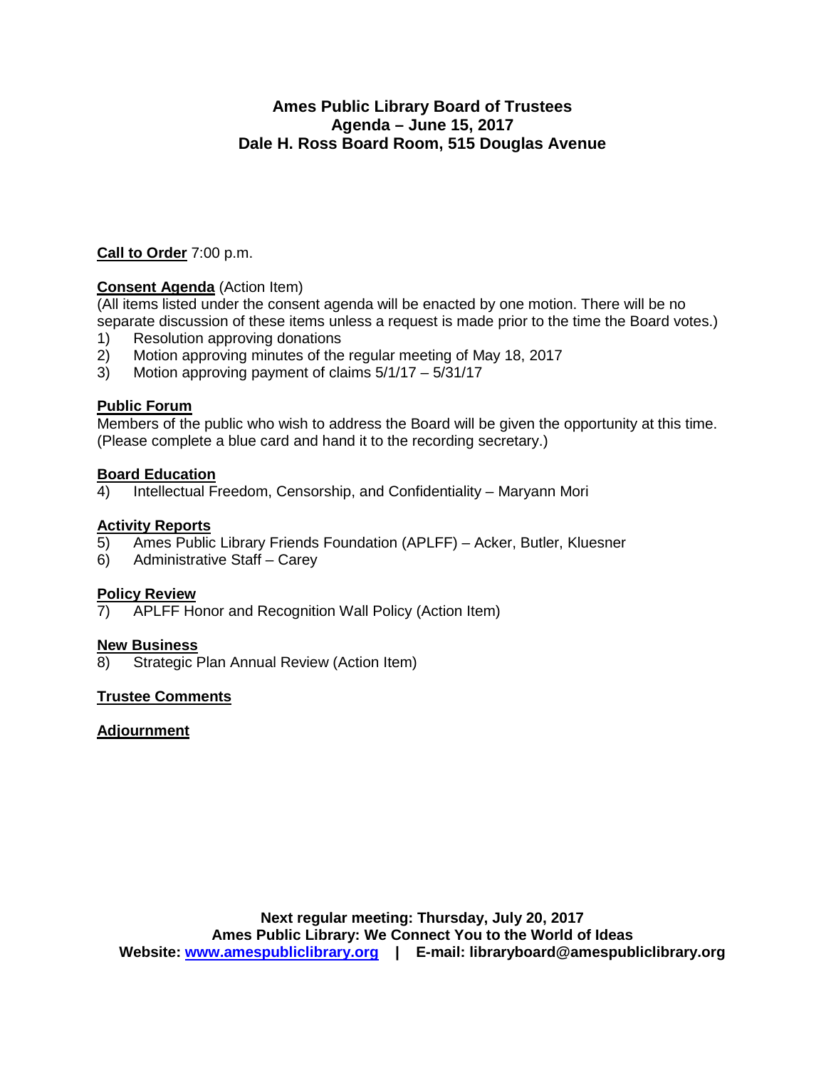# Ames Public Library Board of Trustees
## Agenda – June 15, 2017
## Dale H. Ross Board Room, 515 Douglas Avenue

**Call to Order** 7:00 p.m.

**Consent Agenda** (Action Item)
(All items listed under the consent agenda will be enacted by one motion. There will be no separate discussion of these items unless a request is made prior to the time the Board votes.)

1) Resolution approving donations
2) Motion approving minutes of the regular meeting of May 18, 2017
3) Motion approving payment of claims 5/1/17 – 5/31/17

**Public Forum**
Members of the public who wish to address the Board will be given the opportunity at this time. (Please complete a blue card and hand it to the recording secretary.)

**Board Education**

4) Intellectual Freedom, Censorship, and Confidentiality – Maryann Mori

**Activity Reports**

5) Ames Public Library Friends Foundation (APLFF) – Acker, Butler, Kluesner
6) Administrative Staff – Carey

**Policy Review**

7) APLFF Honor and Recognition Wall Policy (Action Item)

**New Business**

8) Strategic Plan Annual Review (Action Item)

**Trustee Comments**

**Adjournment**

**Next regular meeting: Thursday, July 20, 2017**
**Ames Public Library: We Connect You to the World of Ideas**
**Website: [www.amespubliclibrary.org](http://www.amespubliclibrary.org) | E-mail: libraryboard@amespubliclibrary.org**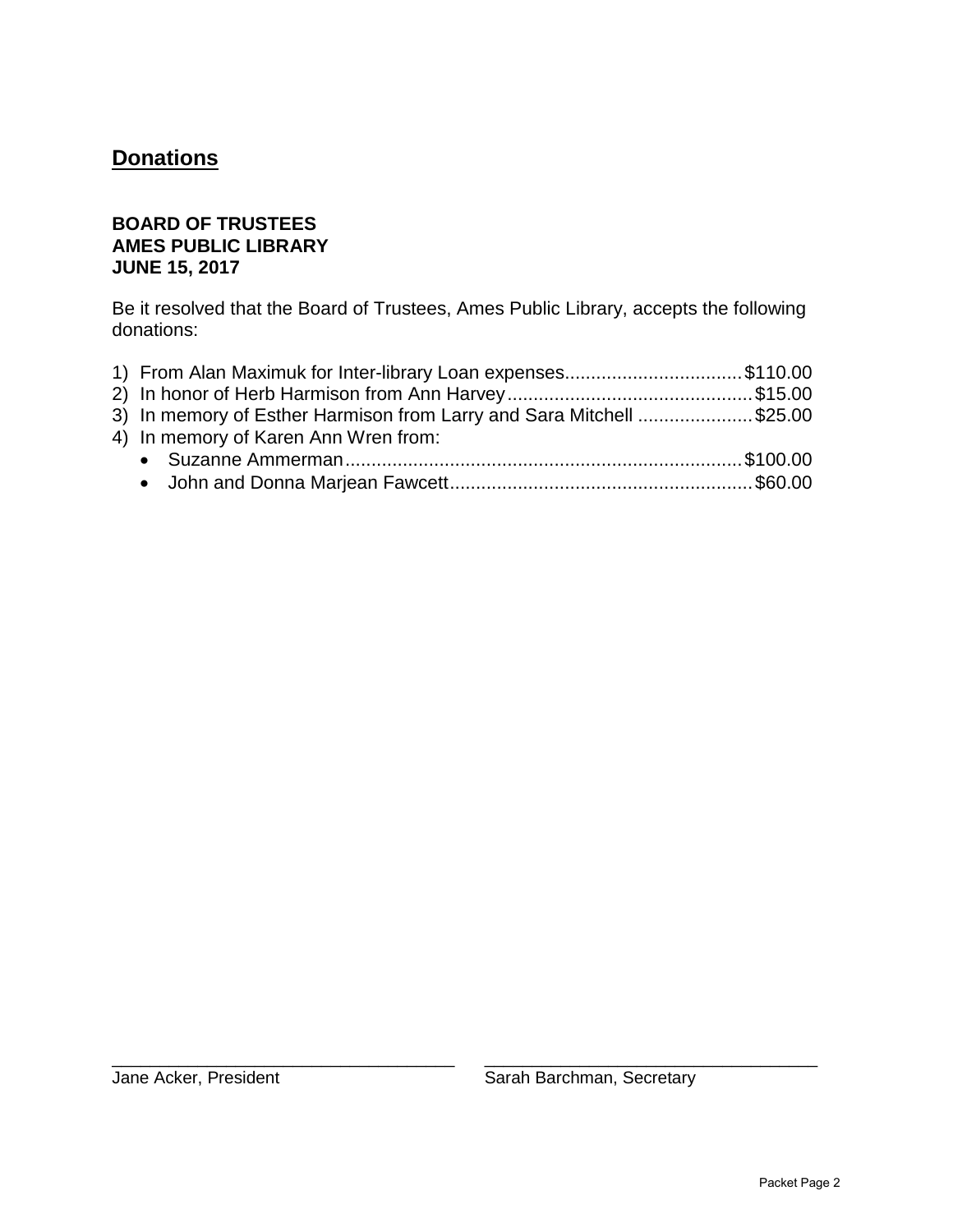## Donations

**BOARD OF TRUSTEES**
**AMES PUBLIC LIBRARY**
**JUNE 15, 2017**

Be it resolved that the Board of Trustees, Ames Public Library, accepts the following donations:

1) From Alan Maximuk for Inter-library Loan expenses.................................$110.00
2) In honor of Herb Harmison from Ann Harvey..............................................$15.00
3) In memory of Esther Harmison from Larry and Sara Mitchell ......................$25.00
4) In memory of Karen Ann Wren from:
   - Suzanne Ammerman...........................................................................$100.00
   - John and Donna Marjean Fawcett.........................................................$60.00

\_\_\_\_\_\_\_\_\_\_\_\_\_\_\_\_\_\_\_\_\_\_\_\_\_\_\_\_\_\_\_\_\_\_ \_\_\_\_\_\_\_\_\_\_\_\_\_\_\_\_\_\_\_\_\_\_\_\_\_\_\_\_\_\_\_\_\_\_

Jane Acker, President Sarah Barchman, Secretary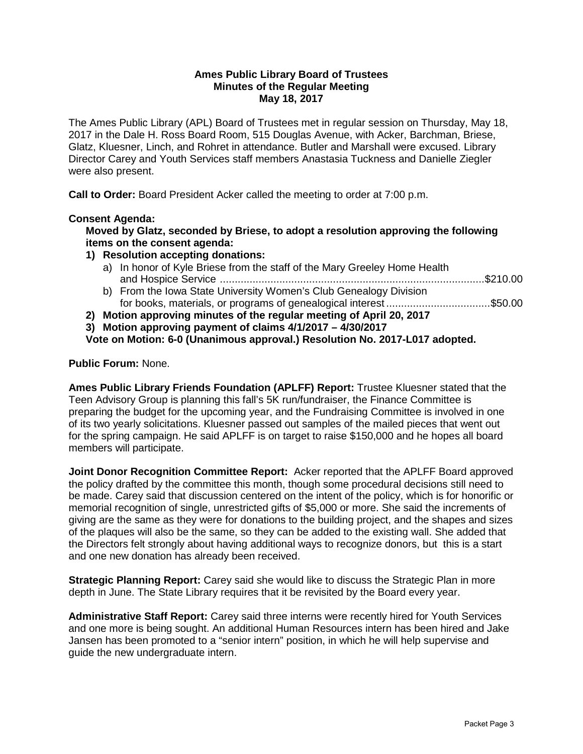**Ames Public Library Board of Trustees**
**Minutes of the Regular Meeting**
**May 18, 2017**

The Ames Public Library (APL) Board of Trustees met in regular session on Thursday, May 18, 2017 in the Dale H. Ross Board Room, 515 Douglas Avenue, with Acker, Barchman, Briese, Glatz, Kluesner, Linch, and Rohret in attendance. Butler and Marshall were excused. Library Director Carey and Youth Services staff members Anastasia Tuckness and Danielle Ziegler were also present.

**Call to Order:** Board President Acker called the meeting to order at 7:00 p.m.

**Consent Agenda:**

**Moved by Glatz, seconded by Briese, to adopt a resolution approving the following items on the consent agenda:**

1) **Resolution accepting donations:**
   a) In honor of Kyle Briese from the staff of the Mary Greeley Home Health and Hospice Service ........................................................................................$210.00
   b) From the Iowa State University Women's Club Genealogy Division for books, materials, or programs of genealogical interest...................................$50.00
2) **Motion approving minutes of the regular meeting of April 20, 2017**
3) **Motion approving payment of claims 4/1/2017 – 4/30/2017**

**Vote on Motion: 6-0 (Unanimous approval.) Resolution No. 2017-L017 adopted.**

**Public Forum:** None.

**Ames Public Library Friends Foundation (APLFF) Report:** Trustee Kluesner stated that the Teen Advisory Group is planning this fall's 5K run/fundraiser, the Finance Committee is preparing the budget for the upcoming year, and the Fundraising Committee is involved in one of its two yearly solicitations. Kluesner passed out samples of the mailed pieces that went out for the spring campaign. He said APLFF is on target to raise $150,000 and he hopes all board members will participate.

**Joint Donor Recognition Committee Report:** Acker reported that the APLFF Board approved the policy drafted by the committee this month, though some procedural decisions still need to be made. Carey said that discussion centered on the intent of the policy, which is for honorific or memorial recognition of single, unrestricted gifts of $5,000 or more. She said the increments of giving are the same as they were for donations to the building project, and the shapes and sizes of the plaques will also be the same, so they can be added to the existing wall. She added that the Directors felt strongly about having additional ways to recognize donors, but this is a start and one new donation has already been received.

**Strategic Planning Report:** Carey said she would like to discuss the Strategic Plan in more depth in June. The State Library requires that it be revisited by the Board every year.

**Administrative Staff Report:** Carey said three interns were recently hired for Youth Services and one more is being sought. An additional Human Resources intern has been hired and Jake Jansen has been promoted to a "senior intern" position, in which he will help supervise and guide the new undergraduate intern.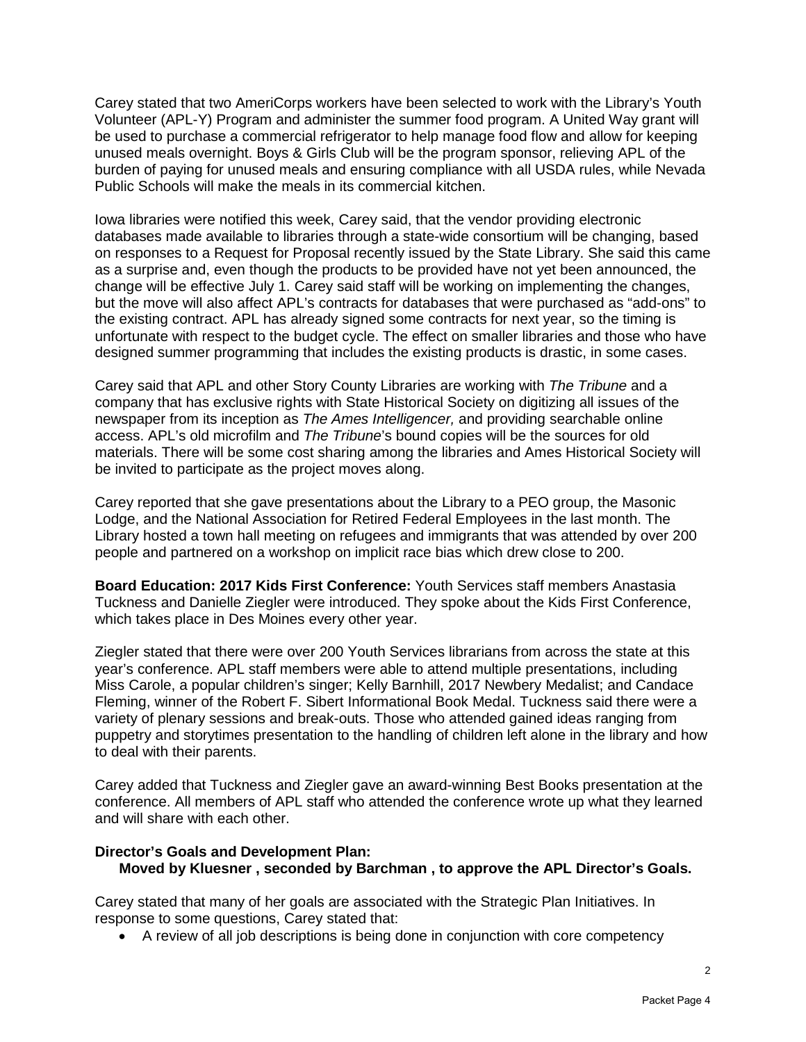Carey stated that two AmeriCorps workers have been selected to work with the Library's Youth Volunteer (APL-Y) Program and administer the summer food program. A United Way grant will be used to purchase a commercial refrigerator to help manage food flow and allow for keeping unused meals overnight. Boys & Girls Club will be the program sponsor, relieving APL of the burden of paying for unused meals and ensuring compliance with all USDA rules, while Nevada Public Schools will make the meals in its commercial kitchen.

Iowa libraries were notified this week, Carey said, that the vendor providing electronic databases made available to libraries through a state-wide consortium will be changing, based on responses to a Request for Proposal recently issued by the State Library. She said this came as a surprise and, even though the products to be provided have not yet been announced, the change will be effective July 1. Carey said staff will be working on implementing the changes, but the move will also affect APL's contracts for databases that were purchased as "add-ons" to the existing contract. APL has already signed some contracts for next year, so the timing is unfortunate with respect to the budget cycle. The effect on smaller libraries and those who have designed summer programming that includes the existing products is drastic, in some cases.

Carey said that APL and other Story County Libraries are working with *The Tribune* and a company that has exclusive rights with State Historical Society on digitizing all issues of the newspaper from its inception as *The Ames Intelligencer,* and providing searchable online access. APL's old microfilm and *The Tribune*'s bound copies will be the sources for old materials. There will be some cost sharing among the libraries and Ames Historical Society will be invited to participate as the project moves along.

Carey reported that she gave presentations about the Library to a PEO group, the Masonic Lodge, and the National Association for Retired Federal Employees in the last month. The Library hosted a town hall meeting on refugees and immigrants that was attended by over 200 people and partnered on a workshop on implicit race bias which drew close to 200.

**Board Education: 2017 Kids First Conference:** Youth Services staff members Anastasia Tuckness and Danielle Ziegler were introduced. They spoke about the Kids First Conference, which takes place in Des Moines every other year.

Ziegler stated that there were over 200 Youth Services librarians from across the state at this year's conference. APL staff members were able to attend multiple presentations, including Miss Carole, a popular children's singer; Kelly Barnhill, 2017 Newbery Medalist; and Candace Fleming, winner of the Robert F. Sibert Informational Book Medal. Tuckness said there were a variety of plenary sessions and break-outs. Those who attended gained ideas ranging from puppetry and storytimes presentation to the handling of children left alone in the library and how to deal with their parents.

Carey added that Tuckness and Ziegler gave an award-winning Best Books presentation at the conference. All members of APL staff who attended the conference wrote up what they learned and will share with each other.

**Director's Goals and Development Plan:**

**Moved by Kluesner , seconded by Barchman , to approve the APL Director's Goals.**

Carey stated that many of her goals are associated with the Strategic Plan Initiatives. In response to some questions, Carey stated that:

- A review of all job descriptions is being done in conjunction with core competency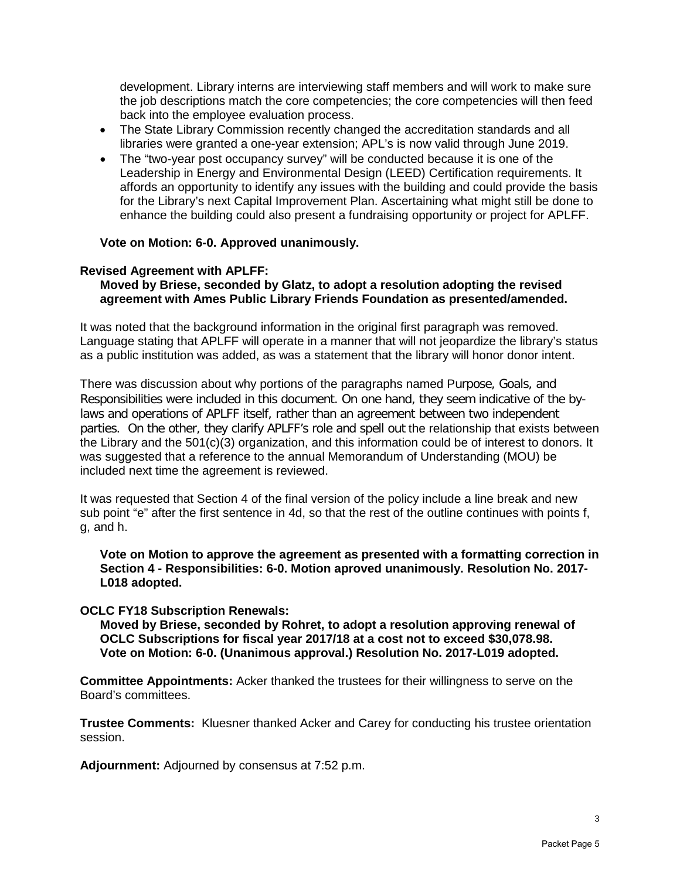development. Library interns are interviewing staff members and will work to make sure the job descriptions match the core competencies; the core competencies will then feed back into the employee evaluation process.

- The State Library Commission recently changed the accreditation standards and all libraries were granted a one-year extension; APL's is now valid through June 2019.
- The "two-year post occupancy survey" will be conducted because it is one of the Leadership in Energy and Environmental Design (LEED) Certification requirements. It affords an opportunity to identify any issues with the building and could provide the basis for the Library's next Capital Improvement Plan. Ascertaining what might still be done to enhance the building could also present a fundraising opportunity or project for APLFF.

**Vote on Motion: 6-0. Approved unanimously.**

**Revised Agreement with APLFF:**

**Moved by Briese, seconded by Glatz, to adopt a resolution adopting the revised agreement with Ames Public Library Friends Foundation as presented/amended.**

It was noted that the background information in the original first paragraph was removed. Language stating that APLFF will operate in a manner that will not jeopardize the library's status as a public institution was added, as was a statement that the library will honor donor intent.

There was discussion about why portions of the paragraphs named Purpose, Goals, and Responsibilities were included in this document. On one hand, they seem indicative of the by-laws and operations of APLFF itself, rather than an agreement between two independent parties. On the other, they clarify APLFF's role and spell out the relationship that exists between the Library and the 501(c)(3) organization, and this information could be of interest to donors. It was suggested that a reference to the annual Memorandum of Understanding (MOU) be included next time the agreement is reviewed.

It was requested that Section 4 of the final version of the policy include a line break and new sub point "e" after the first sentence in 4d, so that the rest of the outline continues with points f, g, and h.

**Vote on Motion to approve the agreement as presented with a formatting correction in Section 4 - Responsibilities: 6-0. Motion aproved unanimously. Resolution No. 2017-L018 adopted.**

**OCLC FY18 Subscription Renewals:**

**Moved by Briese, seconded by Rohret, to adopt a resolution approving renewal of OCLC Subscriptions for fiscal year 2017/18 at a cost not to exceed $30,078.98. Vote on Motion: 6-0. (Unanimous approval.) Resolution No. 2017-L019 adopted.**

**Committee Appointments:** Acker thanked the trustees for their willingness to serve on the Board's committees.

**Trustee Comments:** Kluesner thanked Acker and Carey for conducting his trustee orientation session.

**Adjournment:** Adjourned by consensus at 7:52 p.m.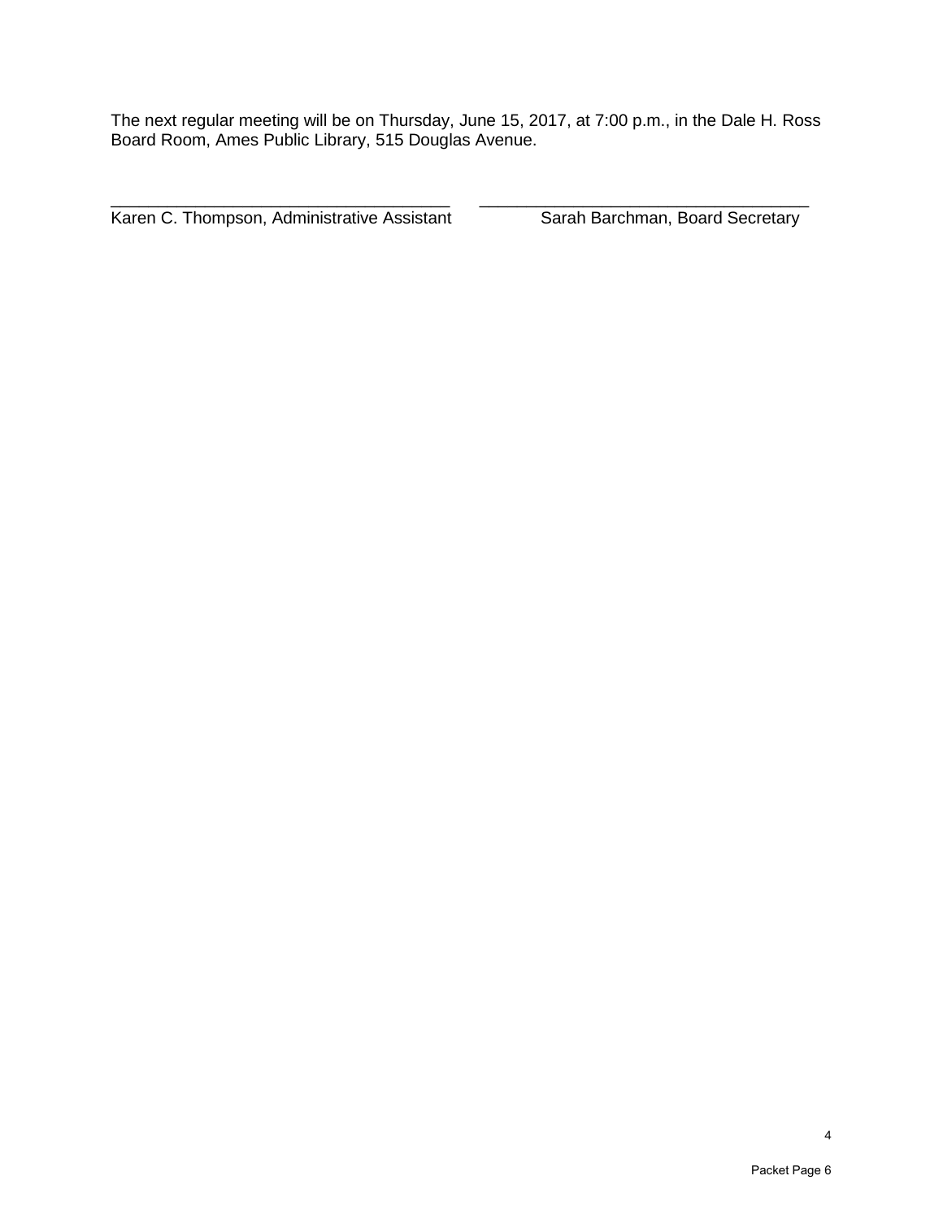The next regular meeting will be on Thursday, June 15, 2017, at 7:00 p.m., in the Dale H. Ross Board Room, Ames Public Library, 515 Douglas Avenue.

\_\_\_\_\_\_\_\_\_\_\_\_\_\_\_\_\_\_\_\_\_\_\_\_\_\_\_\_\_\_\_\_\_\_\_\_ \_\_\_\_\_\_\_\_\_\_\_\_\_\_\_\_\_\_\_\_\_\_\_\_\_\_\_\_\_\_\_\_\_\_\_\_

Karen C. Thompson, Administrative Assistant     Sarah Barchman, Board Secretary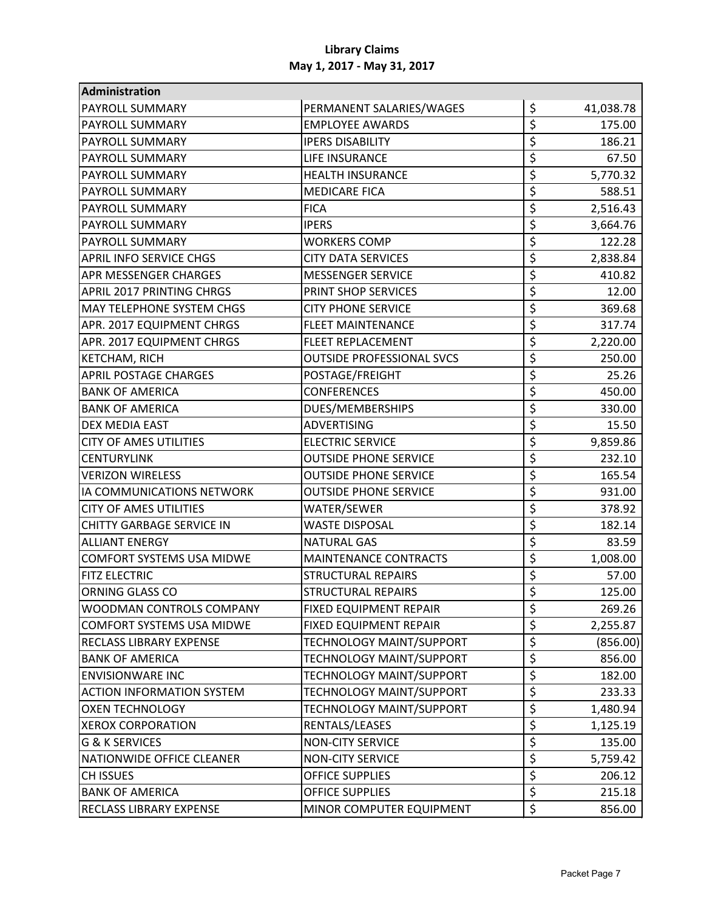**Library Claims**
**May 1, 2017 - May 31, 2017**

| Administration | | |
|---|---|---|
| PAYROLL SUMMARY | PERMANENT SALARIES/WAGES | $ 41,038.78 |
| PAYROLL SUMMARY | EMPLOYEE AWARDS | $ 175.00 |
| PAYROLL SUMMARY | IPERS DISABILITY | $ 186.21 |
| PAYROLL SUMMARY | LIFE INSURANCE | $ 67.50 |
| PAYROLL SUMMARY | HEALTH INSURANCE | $ 5,770.32 |
| PAYROLL SUMMARY | MEDICARE FICA | $ 588.51 |
| PAYROLL SUMMARY | FICA | $ 2,516.43 |
| PAYROLL SUMMARY | IPERS | $ 3,664.76 |
| PAYROLL SUMMARY | WORKERS COMP | $ 122.28 |
| APRIL INFO SERVICE CHGS | CITY DATA SERVICES | $ 2,838.84 |
| APR MESSENGER CHARGES | MESSENGER SERVICE | $ 410.82 |
| APRIL 2017 PRINTING CHRGS | PRINT SHOP SERVICES | $ 12.00 |
| MAY TELEPHONE SYSTEM CHGS | CITY PHONE SERVICE | $ 369.68 |
| APR. 2017 EQUIPMENT CHRGS | FLEET MAINTENANCE | $ 317.74 |
| APR. 2017 EQUIPMENT CHRGS | FLEET REPLACEMENT | $ 2,220.00 |
| KETCHAM, RICH | OUTSIDE PROFESSIONAL SVCS | $ 250.00 |
| APRIL POSTAGE CHARGES | POSTAGE/FREIGHT | $ 25.26 |
| BANK OF AMERICA | CONFERENCES | $ 450.00 |
| BANK OF AMERICA | DUES/MEMBERSHIPS | $ 330.00 |
| DEX MEDIA EAST | ADVERTISING | $ 15.50 |
| CITY OF AMES UTILITIES | ELECTRIC SERVICE | $ 9,859.86 |
| CENTURYLINK | OUTSIDE PHONE SERVICE | $ 232.10 |
| VERIZON WIRELESS | OUTSIDE PHONE SERVICE | $ 165.54 |
| IA COMMUNICATIONS NETWORK | OUTSIDE PHONE SERVICE | $ 931.00 |
| CITY OF AMES UTILITIES | WATER/SEWER | $ 378.92 |
| CHITTY GARBAGE SERVICE IN | WASTE DISPOSAL | $ 182.14 |
| ALLIANT ENERGY | NATURAL GAS | $ 83.59 |
| COMFORT SYSTEMS USA MIDWE | MAINTENANCE CONTRACTS | $ 1,008.00 |
| FITZ ELECTRIC | STRUCTURAL REPAIRS | $ 57.00 |
| ORNING GLASS CO | STRUCTURAL REPAIRS | $ 125.00 |
| WOODMAN CONTROLS COMPANY | FIXED EQUIPMENT REPAIR | $ 269.26 |
| COMFORT SYSTEMS USA MIDWE | FIXED EQUIPMENT REPAIR | $ 2,255.87 |
| RECLASS LIBRARY EXPENSE | TECHNOLOGY MAINT/SUPPORT | $ (856.00) |
| BANK OF AMERICA | TECHNOLOGY MAINT/SUPPORT | $ 856.00 |
| ENVISIONWARE INC | TECHNOLOGY MAINT/SUPPORT | $ 182.00 |
| ACTION INFORMATION SYSTEM | TECHNOLOGY MAINT/SUPPORT | $ 233.33 |
| OXEN TECHNOLOGY | TECHNOLOGY MAINT/SUPPORT | $ 1,480.94 |
| XEROX CORPORATION | RENTALS/LEASES | $ 1,125.19 |
| G & K SERVICES | NON-CITY SERVICE | $ 135.00 |
| NATIONWIDE OFFICE CLEANER | NON-CITY SERVICE | $ 5,759.42 |
| CH ISSUES | OFFICE SUPPLIES | $ 206.12 |
| BANK OF AMERICA | OFFICE SUPPLIES | $ 215.18 |
| RECLASS LIBRARY EXPENSE | MINOR COMPUTER EQUIPMENT | $ 856.00 |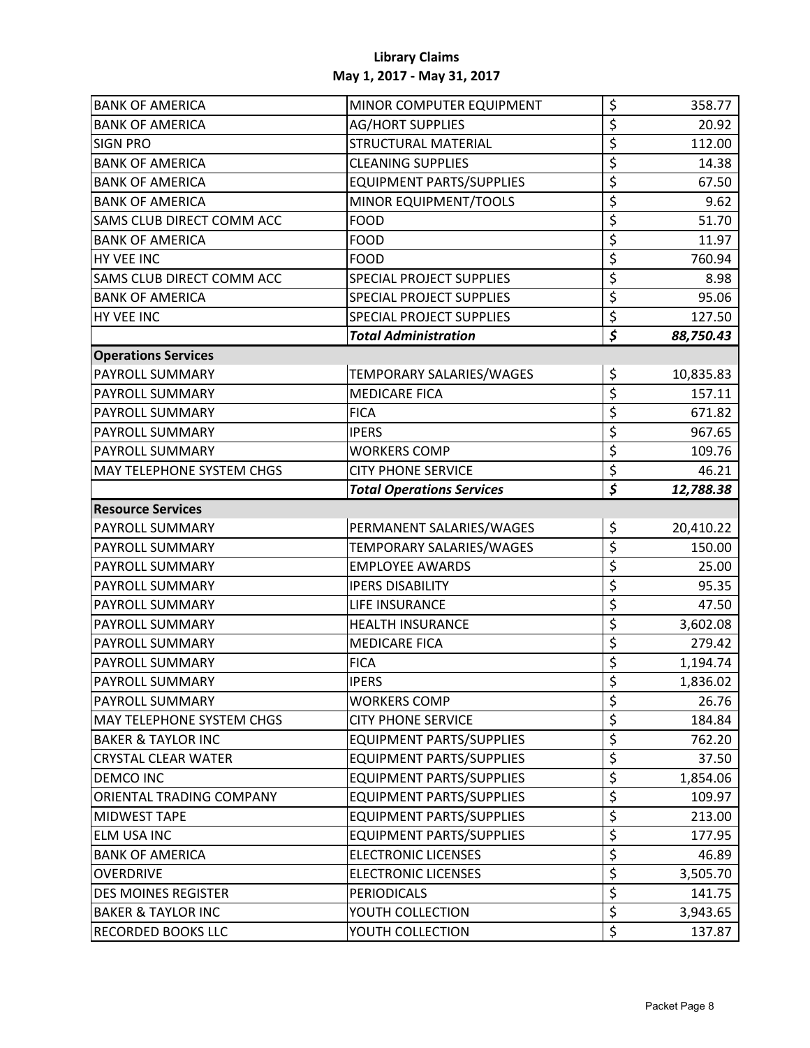**Library Claims**
**May 1, 2017 - May 31, 2017**

| | | |
|---|---|---|
| BANK OF AMERICA | MINOR COMPUTER EQUIPMENT | $ 358.77 |
| BANK OF AMERICA | AG/HORT SUPPLIES | $ 20.92 |
| SIGN PRO | STRUCTURAL MATERIAL | $ 112.00 |
| BANK OF AMERICA | CLEANING SUPPLIES | $ 14.38 |
| BANK OF AMERICA | EQUIPMENT PARTS/SUPPLIES | $ 67.50 |
| BANK OF AMERICA | MINOR EQUIPMENT/TOOLS | $ 9.62 |
| SAMS CLUB DIRECT COMM ACC | FOOD | $ 51.70 |
| BANK OF AMERICA | FOOD | $ 11.97 |
| HY VEE INC | FOOD | $ 760.94 |
| SAMS CLUB DIRECT COMM ACC | SPECIAL PROJECT SUPPLIES | $ 8.98 |
| BANK OF AMERICA | SPECIAL PROJECT SUPPLIES | $ 95.06 |
| HY VEE INC | SPECIAL PROJECT SUPPLIES | $ 127.50 |
| | ***Total Administration*** | ***$ 88,750.43*** |
| **Operations Services** | | |
| PAYROLL SUMMARY | TEMPORARY SALARIES/WAGES | $ 10,835.83 |
| PAYROLL SUMMARY | MEDICARE FICA | $ 157.11 |
| PAYROLL SUMMARY | FICA | $ 671.82 |
| PAYROLL SUMMARY | IPERS | $ 967.65 |
| PAYROLL SUMMARY | WORKERS COMP | $ 109.76 |
| MAY TELEPHONE SYSTEM CHGS | CITY PHONE SERVICE | $ 46.21 |
| | ***Total Operations Services*** | ***$ 12,788.38*** |
| **Resource Services** | | |
| PAYROLL SUMMARY | PERMANENT SALARIES/WAGES | $ 20,410.22 |
| PAYROLL SUMMARY | TEMPORARY SALARIES/WAGES | $ 150.00 |
| PAYROLL SUMMARY | EMPLOYEE AWARDS | $ 25.00 |
| PAYROLL SUMMARY | IPERS DISABILITY | $ 95.35 |
| PAYROLL SUMMARY | LIFE INSURANCE | $ 47.50 |
| PAYROLL SUMMARY | HEALTH INSURANCE | $ 3,602.08 |
| PAYROLL SUMMARY | MEDICARE FICA | $ 279.42 |
| PAYROLL SUMMARY | FICA | $ 1,194.74 |
| PAYROLL SUMMARY | IPERS | $ 1,836.02 |
| PAYROLL SUMMARY | WORKERS COMP | $ 26.76 |
| MAY TELEPHONE SYSTEM CHGS | CITY PHONE SERVICE | $ 184.84 |
| BAKER & TAYLOR INC | EQUIPMENT PARTS/SUPPLIES | $ 762.20 |
| CRYSTAL CLEAR WATER | EQUIPMENT PARTS/SUPPLIES | $ 37.50 |
| DEMCO INC | EQUIPMENT PARTS/SUPPLIES | $ 1,854.06 |
| ORIENTAL TRADING COMPANY | EQUIPMENT PARTS/SUPPLIES | $ 109.97 |
| MIDWEST TAPE | EQUIPMENT PARTS/SUPPLIES | $ 213.00 |
| ELM USA INC | EQUIPMENT PARTS/SUPPLIES | $ 177.95 |
| BANK OF AMERICA | ELECTRONIC LICENSES | $ 46.89 |
| OVERDRIVE | ELECTRONIC LICENSES | $ 3,505.70 |
| DES MOINES REGISTER | PERIODICALS | $ 141.75 |
| BAKER & TAYLOR INC | YOUTH COLLECTION | $ 3,943.65 |
| RECORDED BOOKS LLC | YOUTH COLLECTION | $ 137.87 |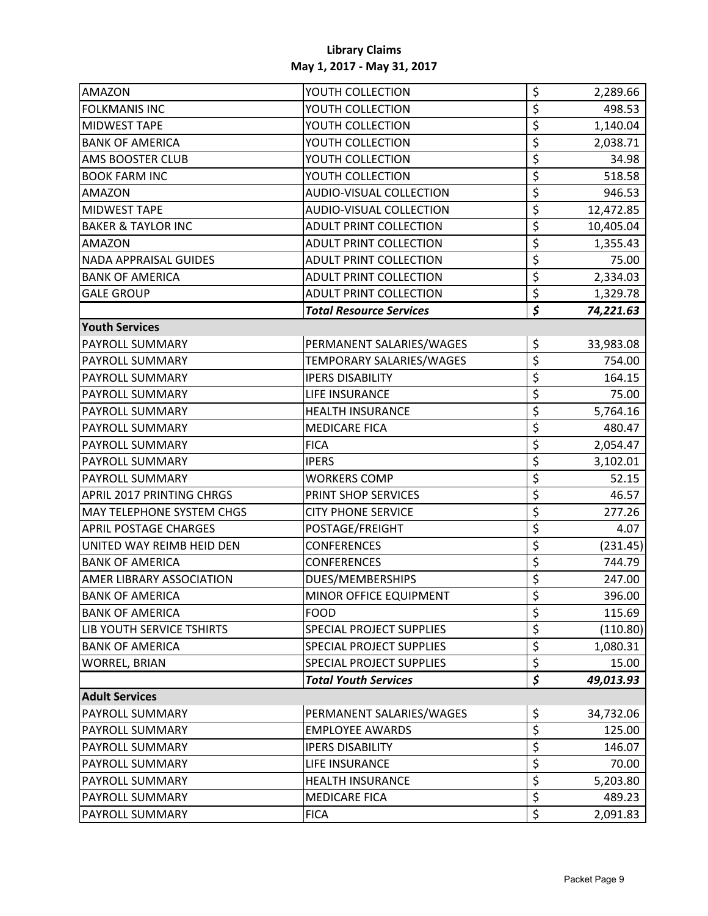# Library Claims

## May 1, 2017 - May 31, 2017

| | | |
|---|---|---|
| AMAZON | YOUTH COLLECTION | $ 2,289.66 |
| FOLKMANIS INC | YOUTH COLLECTION | $ 498.53 |
| MIDWEST TAPE | YOUTH COLLECTION | $ 1,140.04 |
| BANK OF AMERICA | YOUTH COLLECTION | $ 2,038.71 |
| AMS BOOSTER CLUB | YOUTH COLLECTION | $ 34.98 |
| BOOK FARM INC | YOUTH COLLECTION | $ 518.58 |
| AMAZON | AUDIO-VISUAL COLLECTION | $ 946.53 |
| MIDWEST TAPE | AUDIO-VISUAL COLLECTION | $ 12,472.85 |
| BAKER & TAYLOR INC | ADULT PRINT COLLECTION | $ 10,405.04 |
| AMAZON | ADULT PRINT COLLECTION | $ 1,355.43 |
| NADA APPRAISAL GUIDES | ADULT PRINT COLLECTION | $ 75.00 |
| BANK OF AMERICA | ADULT PRINT COLLECTION | $ 2,334.03 |
| GALE GROUP | ADULT PRINT COLLECTION | $ 1,329.78 |
| | ***Total Resource Services*** | ***$ 74,221.63*** |
| **Youth Services** | | |
| PAYROLL SUMMARY | PERMANENT SALARIES/WAGES | $ 33,983.08 |
| PAYROLL SUMMARY | TEMPORARY SALARIES/WAGES | $ 754.00 |
| PAYROLL SUMMARY | IPERS DISABILITY | $ 164.15 |
| PAYROLL SUMMARY | LIFE INSURANCE | $ 75.00 |
| PAYROLL SUMMARY | HEALTH INSURANCE | $ 5,764.16 |
| PAYROLL SUMMARY | MEDICARE FICA | $ 480.47 |
| PAYROLL SUMMARY | FICA | $ 2,054.47 |
| PAYROLL SUMMARY | IPERS | $ 3,102.01 |
| PAYROLL SUMMARY | WORKERS COMP | $ 52.15 |
| APRIL 2017 PRINTING CHRGS | PRINT SHOP SERVICES | $ 46.57 |
| MAY TELEPHONE SYSTEM CHGS | CITY PHONE SERVICE | $ 277.26 |
| APRIL POSTAGE CHARGES | POSTAGE/FREIGHT | $ 4.07 |
| UNITED WAY REIMB HEID DEN | CONFERENCES | $ (231.45) |
| BANK OF AMERICA | CONFERENCES | $ 744.79 |
| AMER LIBRARY ASSOCIATION | DUES/MEMBERSHIPS | $ 247.00 |
| BANK OF AMERICA | MINOR OFFICE EQUIPMENT | $ 396.00 |
| BANK OF AMERICA | FOOD | $ 115.69 |
| LIB YOUTH SERVICE TSHIRTS | SPECIAL PROJECT SUPPLIES | $ (110.80) |
| BANK OF AMERICA | SPECIAL PROJECT SUPPLIES | $ 1,080.31 |
| WORREL, BRIAN | SPECIAL PROJECT SUPPLIES | $ 15.00 |
| | ***Total Youth Services*** | ***$ 49,013.93*** |
| **Adult Services** | | |
| PAYROLL SUMMARY | PERMANENT SALARIES/WAGES | $ 34,732.06 |
| PAYROLL SUMMARY | EMPLOYEE AWARDS | $ 125.00 |
| PAYROLL SUMMARY | IPERS DISABILITY | $ 146.07 |
| PAYROLL SUMMARY | LIFE INSURANCE | $ 70.00 |
| PAYROLL SUMMARY | HEALTH INSURANCE | $ 5,203.80 |
| PAYROLL SUMMARY | MEDICARE FICA | $ 489.23 |
| PAYROLL SUMMARY | FICA | $ 2,091.83 |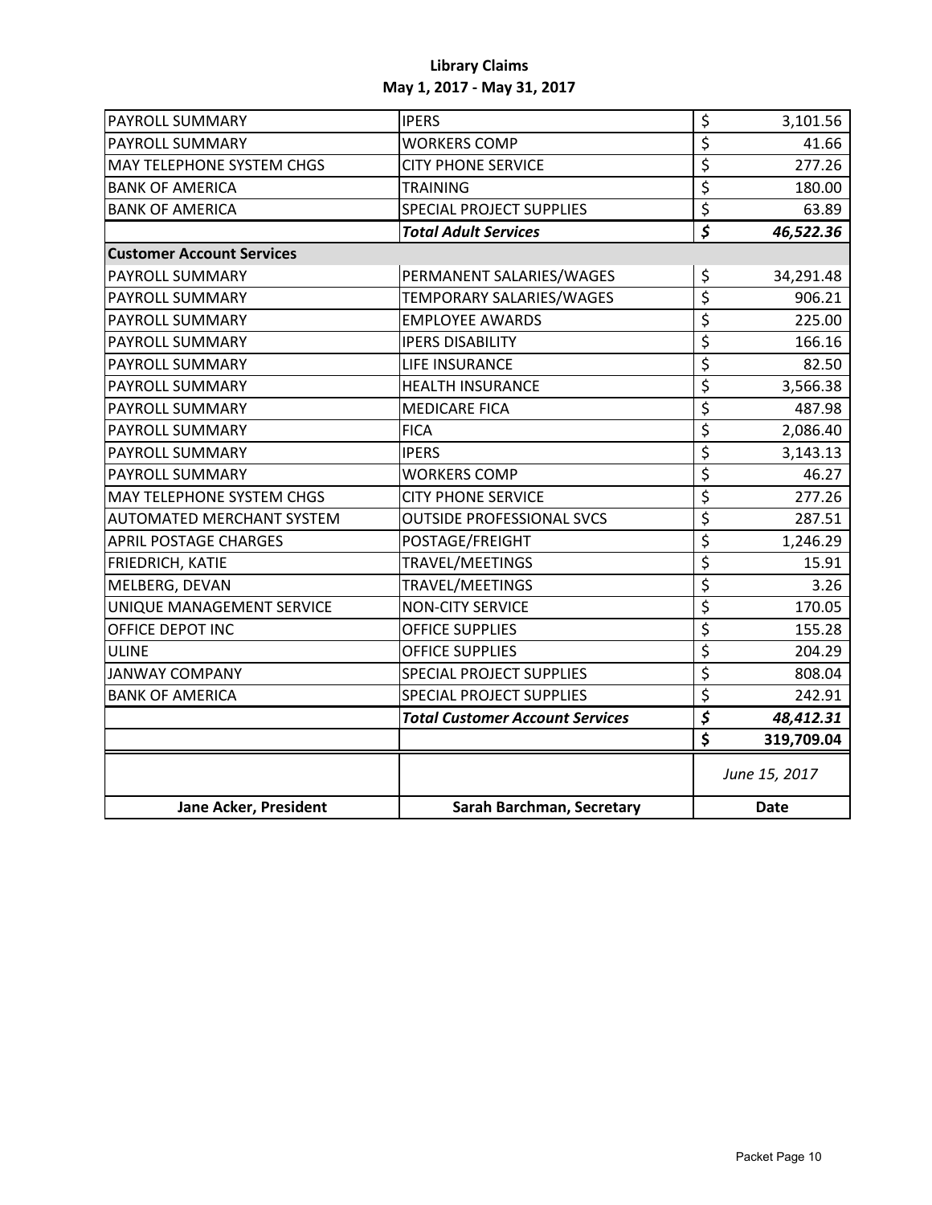**Library Claims**
**May 1, 2017 - May 31, 2017**

| | | |
|---|---|---|
| PAYROLL SUMMARY | IPERS | $ 3,101.56 |
| PAYROLL SUMMARY | WORKERS COMP | $ 41.66 |
| MAY TELEPHONE SYSTEM CHGS | CITY PHONE SERVICE | $ 277.26 |
| BANK OF AMERICA | TRAINING | $ 180.00 |
| BANK OF AMERICA | SPECIAL PROJECT SUPPLIES | $ 63.89 |
| | ***Total Adult Services*** | ***$ 46,522.36*** |
| **Customer Account Services** | | |
| PAYROLL SUMMARY | PERMANENT SALARIES/WAGES | $ 34,291.48 |
| PAYROLL SUMMARY | TEMPORARY SALARIES/WAGES | $ 906.21 |
| PAYROLL SUMMARY | EMPLOYEE AWARDS | $ 225.00 |
| PAYROLL SUMMARY | IPERS DISABILITY | $ 166.16 |
| PAYROLL SUMMARY | LIFE INSURANCE | $ 82.50 |
| PAYROLL SUMMARY | HEALTH INSURANCE | $ 3,566.38 |
| PAYROLL SUMMARY | MEDICARE FICA | $ 487.98 |
| PAYROLL SUMMARY | FICA | $ 2,086.40 |
| PAYROLL SUMMARY | IPERS | $ 3,143.13 |
| PAYROLL SUMMARY | WORKERS COMP | $ 46.27 |
| MAY TELEPHONE SYSTEM CHGS | CITY PHONE SERVICE | $ 277.26 |
| AUTOMATED MERCHANT SYSTEM | OUTSIDE PROFESSIONAL SVCS | $ 287.51 |
| APRIL POSTAGE CHARGES | POSTAGE/FREIGHT | $ 1,246.29 |
| FRIEDRICH, KATIE | TRAVEL/MEETINGS | $ 15.91 |
| MELBERG, DEVAN | TRAVEL/MEETINGS | $ 3.26 |
| UNIQUE MANAGEMENT SERVICE | NON-CITY SERVICE | $ 170.05 |
| OFFICE DEPOT INC | OFFICE SUPPLIES | $ 155.28 |
| ULINE | OFFICE SUPPLIES | $ 204.29 |
| JANWAY COMPANY | SPECIAL PROJECT SUPPLIES | $ 808.04 |
| BANK OF AMERICA | SPECIAL PROJECT SUPPLIES | $ 242.91 |
| | ***Total Customer Account Services*** | ***$ 48,412.31*** |
| | | **$ 319,709.04** |
| | | *June 15, 2017* |
| **Jane Acker, President** | **Sarah Barchman, Secretary** | **Date** |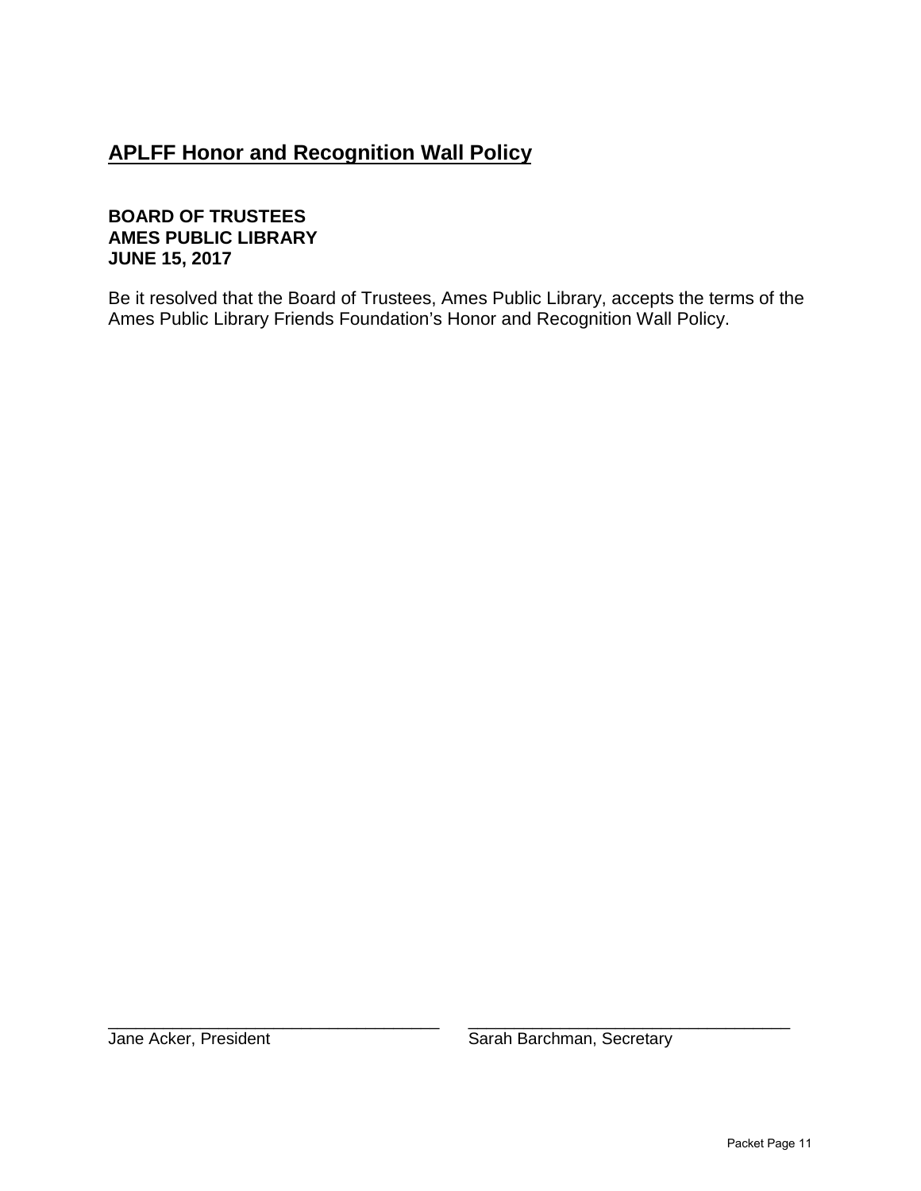## APLFF Honor and Recognition Wall Policy

**BOARD OF TRUSTEES**
**AMES PUBLIC LIBRARY**
**JUNE 15, 2017**

Be it resolved that the Board of Trustees, Ames Public Library, accepts the terms of the Ames Public Library Friends Foundation's Honor and Recognition Wall Policy.

\_\_\_\_\_\_\_\_\_\_\_\_\_\_\_\_\_\_\_\_\_\_\_\_\_\_\_\_\_\_\_\_\_\_\_
Jane Acker, President

\_\_\_\_\_\_\_\_\_\_\_\_\_\_\_\_\_\_\_\_\_\_\_\_\_\_\_\_\_\_\_\_\_\_\_
Sarah Barchman, Secretary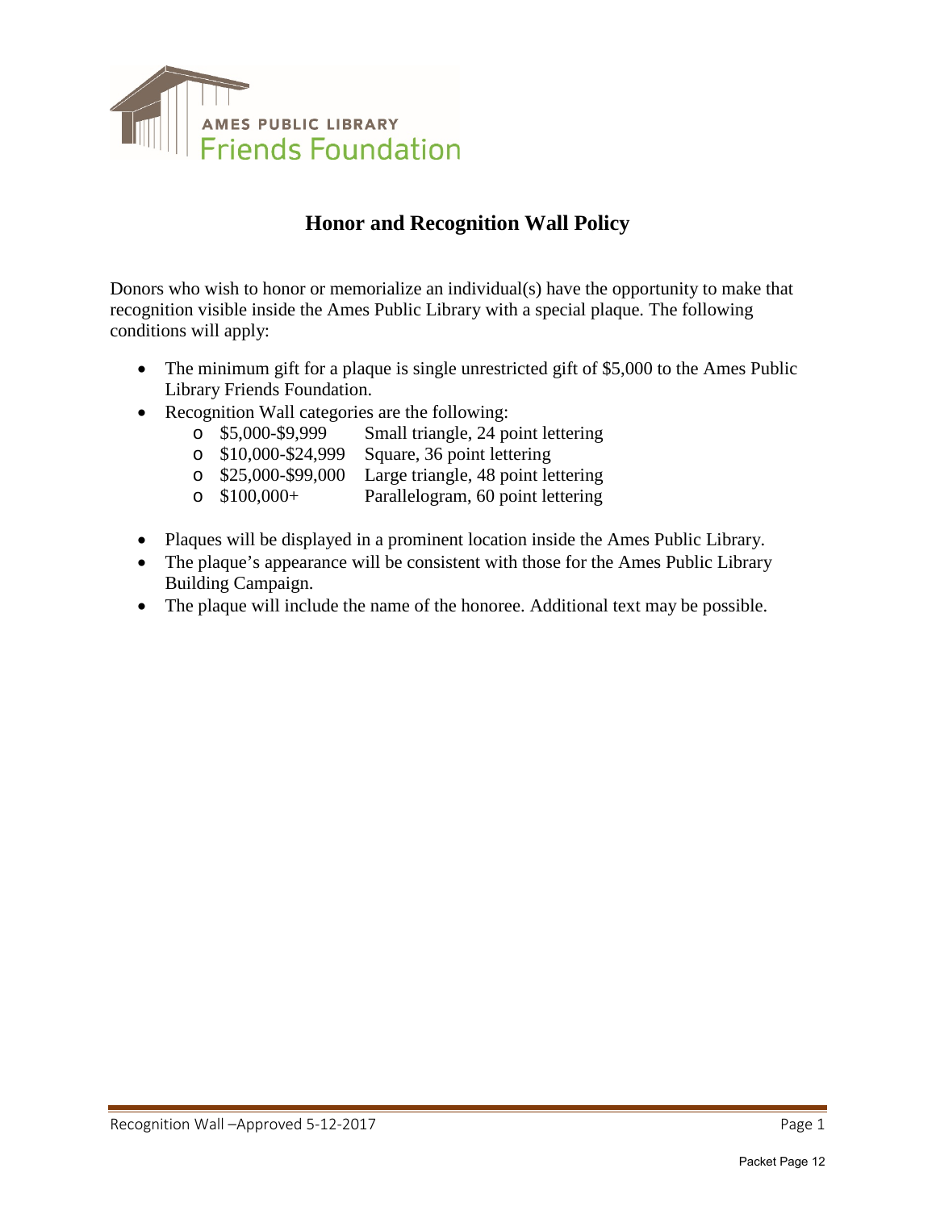AMES PUBLIC LIBRARY
Friends Foundation

# Honor and Recognition Wall Policy

Donors who wish to honor or memorialize an individual(s) have the opportunity to make that recognition visible inside the Ames Public Library with a special plaque. The following conditions will apply:

- The minimum gift for a plaque is single unrestricted gift of $5,000 to the Ames Public Library Friends Foundation.
- Recognition Wall categories are the following:
  - $5,000-$9,999 Small triangle, 24 point lettering
  - $10,000-$24,999 Square, 36 point lettering
  - $25,000-$99,000 Large triangle, 48 point lettering
  - $100,000+ Parallelogram, 60 point lettering
- Plaques will be displayed in a prominent location inside the Ames Public Library.
- The plaque's appearance will be consistent with those for the Ames Public Library Building Campaign.
- The plaque will include the name of the honoree. Additional text may be possible.

Recognition Wall –Approved 5-12-2017